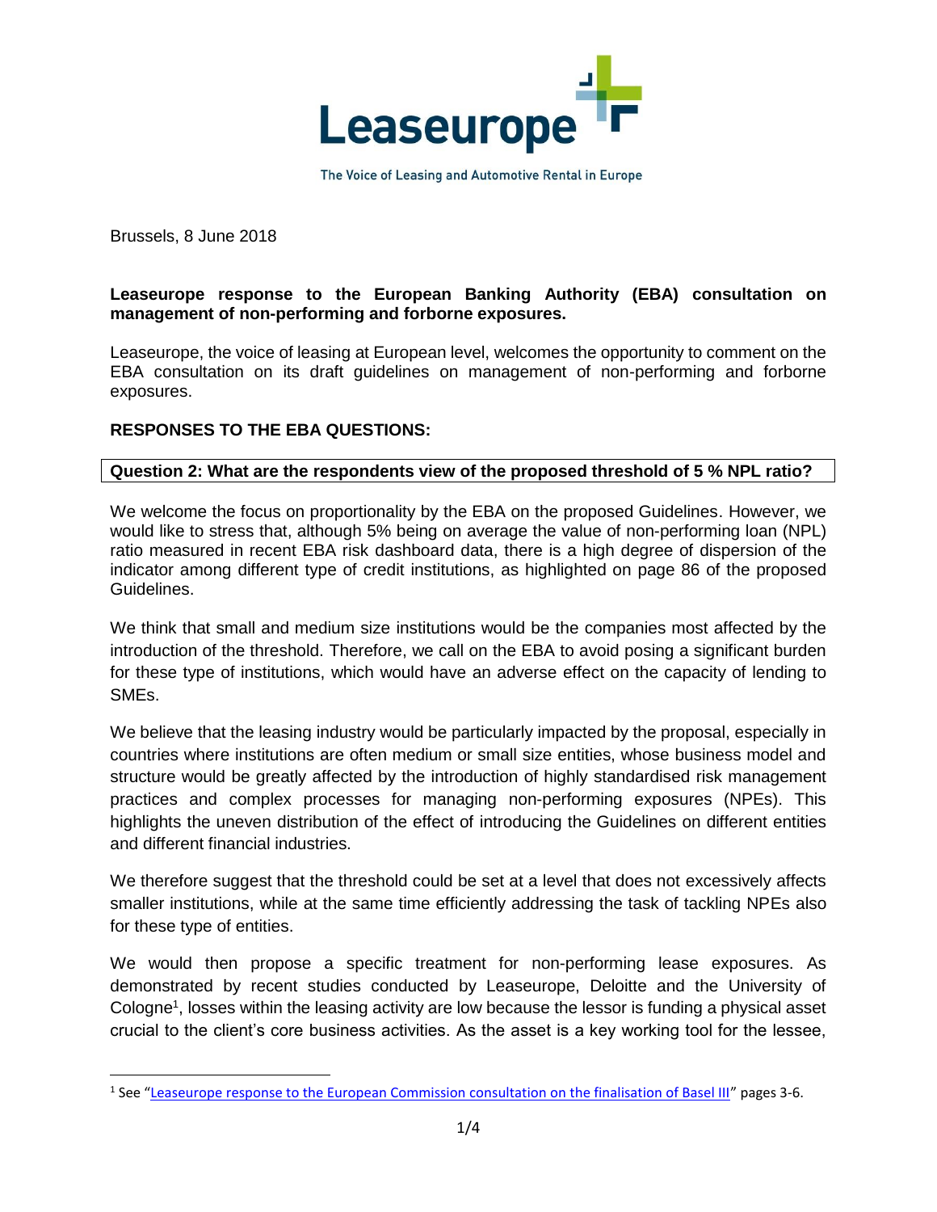Leaseurope

The Voice of Leasing and Automotive Rental in Europe

Brussels, 8 June 2018

**Leaseurope response to the European Banking Authority (EBA) consultation on management of non-performing and forborne exposures.**

Leaseurope, the voice of leasing at European level, welcomes the opportunity to comment on the EBA consultation on its draft guidelines on management of non-performing and forborne exposures.

**RESPONSES TO THE EBA QUESTIONS:**

**Question 2: What are the respondents view of the proposed threshold of 5 % NPL ratio?**

We welcome the focus on proportionality by the EBA on the proposed Guidelines. However, we would like to stress that, although 5% being on average the value of non-performing loan (NPL) ratio measured in recent EBA risk dashboard data, there is a high degree of dispersion of the indicator among different type of credit institutions, as highlighted on page 86 of the proposed Guidelines.

We think that small and medium size institutions would be the companies most affected by the introduction of the threshold. Therefore, we call on the EBA to avoid posing a significant burden for these type of institutions, which would have an adverse effect on the capacity of lending to SMEs.

We believe that the leasing industry would be particularly impacted by the proposal, especially in countries where institutions are often medium or small size entities, whose business model and structure would be greatly affected by the introduction of highly standardised risk management practices and complex processes for managing non-performing exposures (NPEs). This highlights the uneven distribution of the effect of introducing the Guidelines on different entities and different financial industries.

We therefore suggest that the threshold could be set at a level that does not excessively affects smaller institutions, while at the same time efficiently addressing the task of tackling NPEs also for these type of entities.

We would then propose a specific treatment for non-performing lease exposures. As demonstrated by recent studies conducted by Leaseurope, Deloitte and the University of Cologne[1], losses within the leasing activity are low because the lessor is funding a physical asset crucial to the client's core business activities. As the asset is a key working tool for the lessee,

---

[1] See "Leaseurope response to the European Commission consultation on the finalisation of Basel III" pages 3-6.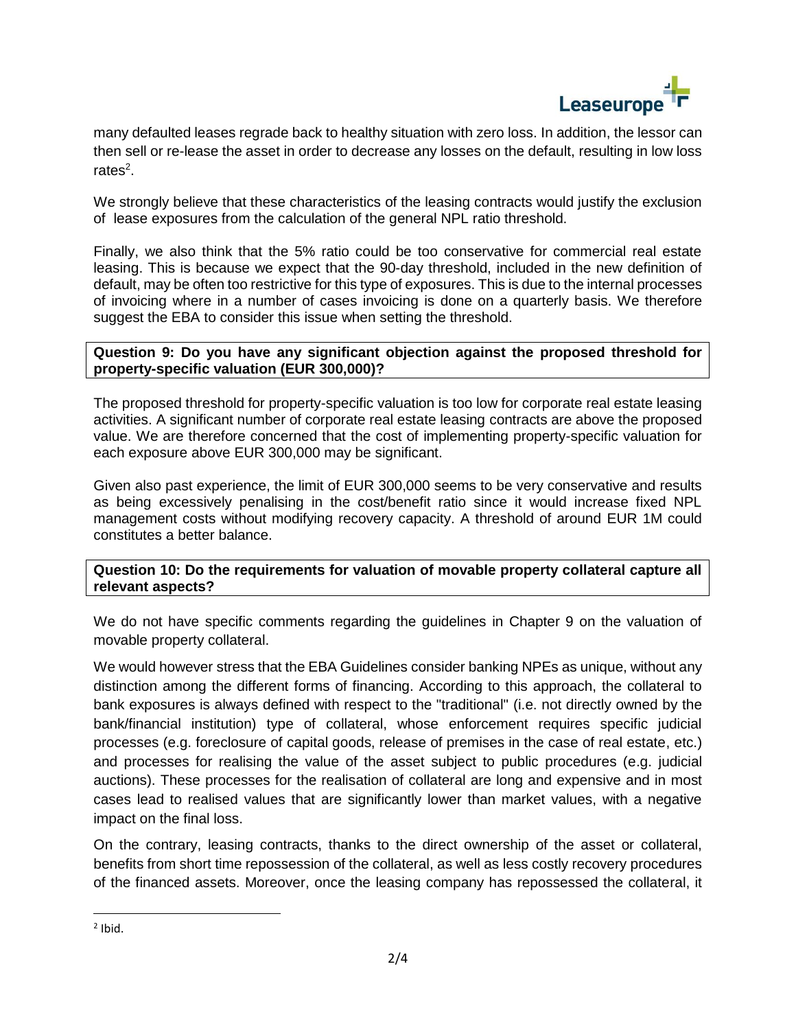many defaulted leases regrade back to healthy situation with zero loss. In addition, the lessor can then sell or re-lease the asset in order to decrease any losses on the default, resulting in low loss rates[2].

We strongly believe that these characteristics of the leasing contracts would justify the exclusion of lease exposures from the calculation of the general NPL ratio threshold.

Finally, we also think that the 5% ratio could be too conservative for commercial real estate leasing. This is because we expect that the 90-day threshold, included in the new definition of default, may be often too restrictive for this type of exposures. This is due to the internal processes of invoicing where in a number of cases invoicing is done on a quarterly basis. We therefore suggest the EBA to consider this issue when setting the threshold.

**Question 9: Do you have any significant objection against the proposed threshold for property-specific valuation (EUR 300,000)?**

The proposed threshold for property-specific valuation is too low for corporate real estate leasing activities. A significant number of corporate real estate leasing contracts are above the proposed value. We are therefore concerned that the cost of implementing property-specific valuation for each exposure above EUR 300,000 may be significant.

Given also past experience, the limit of EUR 300,000 seems to be very conservative and results as being excessively penalising in the cost/benefit ratio since it would increase fixed NPL management costs without modifying recovery capacity. A threshold of around EUR 1M could constitutes a better balance.

**Question 10: Do the requirements for valuation of movable property collateral capture all relevant aspects?**

We do not have specific comments regarding the guidelines in Chapter 9 on the valuation of movable property collateral.

We would however stress that the EBA Guidelines consider banking NPEs as unique, without any distinction among the different forms of financing. According to this approach, the collateral to bank exposures is always defined with respect to the "traditional" (i.e. not directly owned by the bank/financial institution) type of collateral, whose enforcement requires specific judicial processes (e.g. foreclosure of capital goods, release of premises in the case of real estate, etc.) and processes for realising the value of the asset subject to public procedures (e.g. judicial auctions). These processes for the realisation of collateral are long and expensive and in most cases lead to realised values that are significantly lower than market values, with a negative impact on the final loss.

On the contrary, leasing contracts, thanks to the direct ownership of the asset or collateral, benefits from short time repossession of the collateral, as well as less costly recovery procedures of the financed assets. Moreover, once the leasing company has repossessed the collateral, it

[2] Ibid.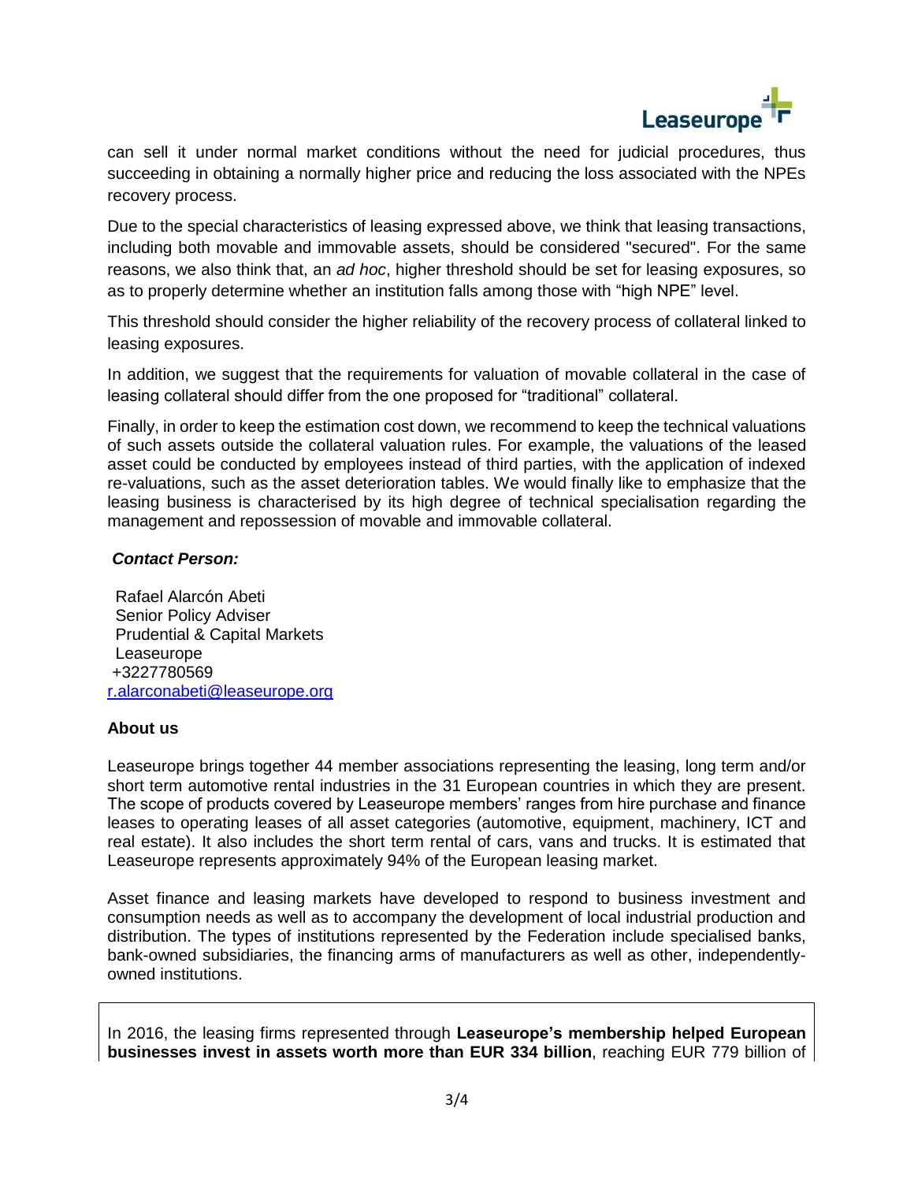can sell it under normal market conditions without the need for judicial procedures, thus succeeding in obtaining a normally higher price and reducing the loss associated with the NPEs recovery process.

Due to the special characteristics of leasing expressed above, we think that leasing transactions, including both movable and immovable assets, should be considered "secured". For the same reasons, we also think that, an *ad hoc*, higher threshold should be set for leasing exposures, so as to properly determine whether an institution falls among those with "high NPE" level.

This threshold should consider the higher reliability of the recovery process of collateral linked to leasing exposures.

In addition, we suggest that the requirements for valuation of movable collateral in the case of leasing collateral should differ from the one proposed for "traditional" collateral.

Finally, in order to keep the estimation cost down, we recommend to keep the technical valuations of such assets outside the collateral valuation rules. For example, the valuations of the leased asset could be conducted by employees instead of third parties, with the application of indexed re-valuations, such as the asset deterioration tables. We would finally like to emphasize that the leasing business is characterised by its high degree of technical specialisation regarding the management and repossession of movable and immovable collateral.

***Contact Person:***

Rafael Alarcón Abeti
Senior Policy Adviser
Prudential & Capital Markets
Leaseurope
+3227780569
r.alarconabeti@leaseurope.org

**About us**

Leaseurope brings together 44 member associations representing the leasing, long term and/or short term automotive rental industries in the 31 European countries in which they are present. The scope of products covered by Leaseurope members' ranges from hire purchase and finance leases to operating leases of all asset categories (automotive, equipment, machinery, ICT and real estate). It also includes the short term rental of cars, vans and trucks. It is estimated that Leaseurope represents approximately 94% of the European leasing market.

Asset finance and leasing markets have developed to respond to business investment and consumption needs as well as to accompany the development of local industrial production and distribution. The types of institutions represented by the Federation include specialised banks, bank-owned subsidiaries, the financing arms of manufacturers as well as other, independently-owned institutions.

In 2016, the leasing firms represented through **Leaseurope's membership helped European businesses invest in assets worth more than EUR 334 billion**, reaching EUR 779 billion of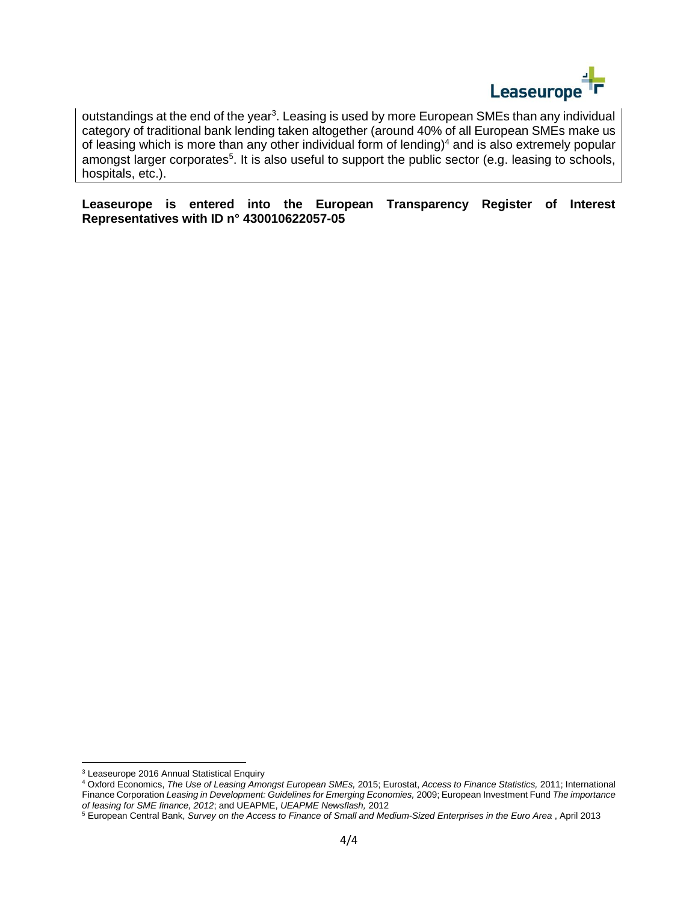outstandings at the end of the year[3]. Leasing is used by more European SMEs than any individual category of traditional bank lending taken altogether (around 40% of all European SMEs make us of leasing which is more than any other individual form of lending)[4] and is also extremely popular amongst larger corporates[5]. It is also useful to support the public sector (e.g. leasing to schools, hospitals, etc.).

**Leaseurope is entered into the European Transparency Register of Interest Representatives with ID n° 430010622057-05**

---

[3] Leaseurope 2016 Annual Statistical Enquiry

[4] Oxford Economics, *The Use of Leasing Amongst European SMEs,* 2015; Eurostat, *Access to Finance Statistics,* 2011; International Finance Corporation *Leasing in Development: Guidelines for Emerging Economies,* 2009; European Investment Fund *The importance of leasing for SME finance, 2012*; and UEAPME, *UEAPME Newsflash,* 2012

[5] European Central Bank, *Survey on the Access to Finance of Small and Medium-Sized Enterprises in the Euro Area* , April 2013